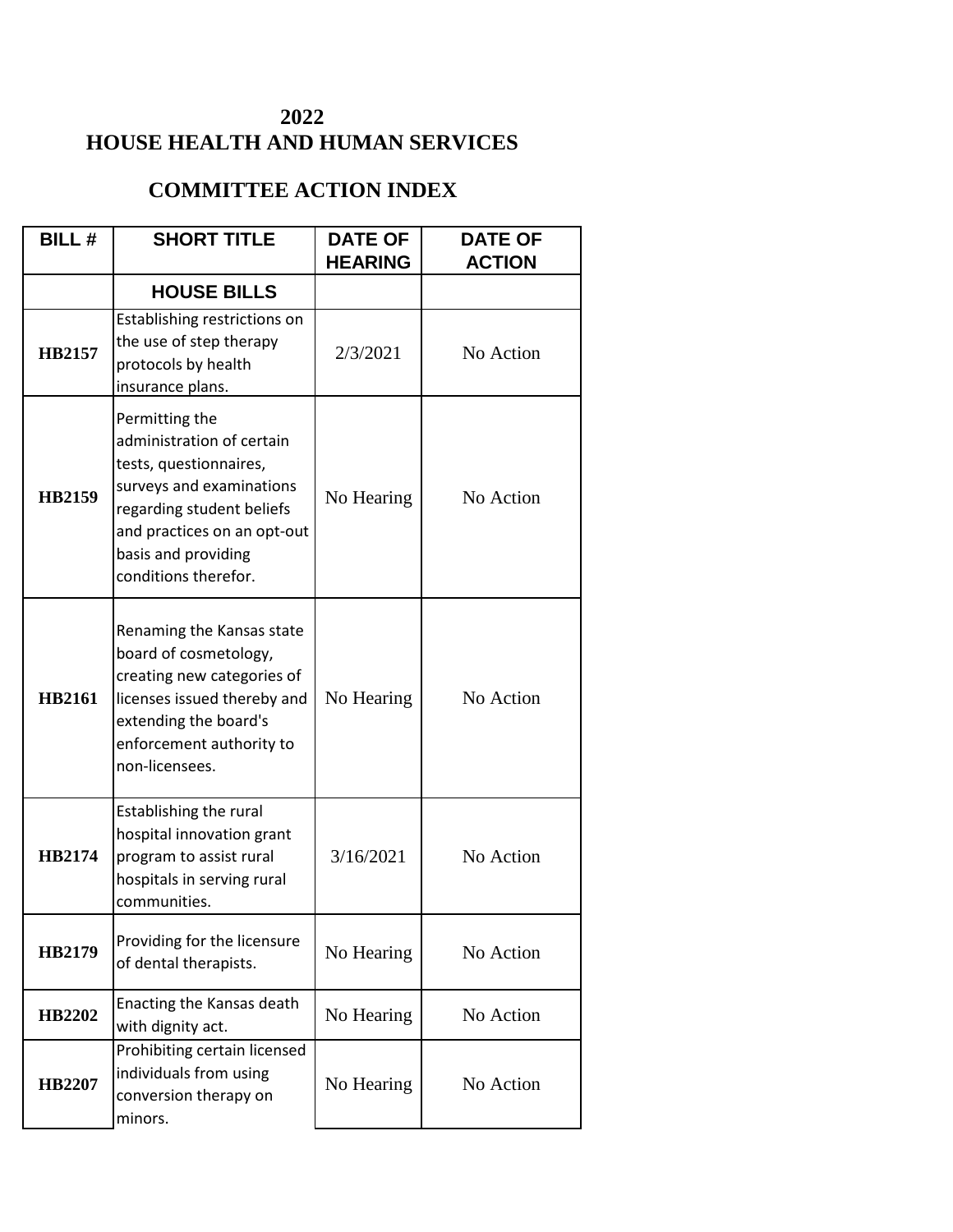# 2022
# HOUSE HEALTH AND HUMAN SERVICES

## COMMITTEE ACTION INDEX

| BILL # | SHORT TITLE | DATE OF HEARING | DATE OF ACTION |
|---|---|---|---|
| | **HOUSE BILLS** | | |
| **HB2157** | Establishing restrictions on the use of step therapy protocols by health insurance plans. | 2/3/2021 | No Action |
| **HB2159** | Permitting the administration of certain tests, questionnaires, surveys and examinations regarding student beliefs and practices on an opt-out basis and providing conditions therefor. | No Hearing | No Action |
| **HB2161** | Renaming the Kansas state board of cosmetology, creating new categories of licenses issued thereby and extending the board's enforcement authority to non-licensees. | No Hearing | No Action |
| **HB2174** | Establishing the rural hospital innovation grant program to assist rural hospitals in serving rural communities. | 3/16/2021 | No Action |
| **HB2179** | Providing for the licensure of dental therapists. | No Hearing | No Action |
| **HB2202** | Enacting the Kansas death with dignity act. | No Hearing | No Action |
| **HB2207** | Prohibiting certain licensed individuals from using conversion therapy on minors. | No Hearing | No Action |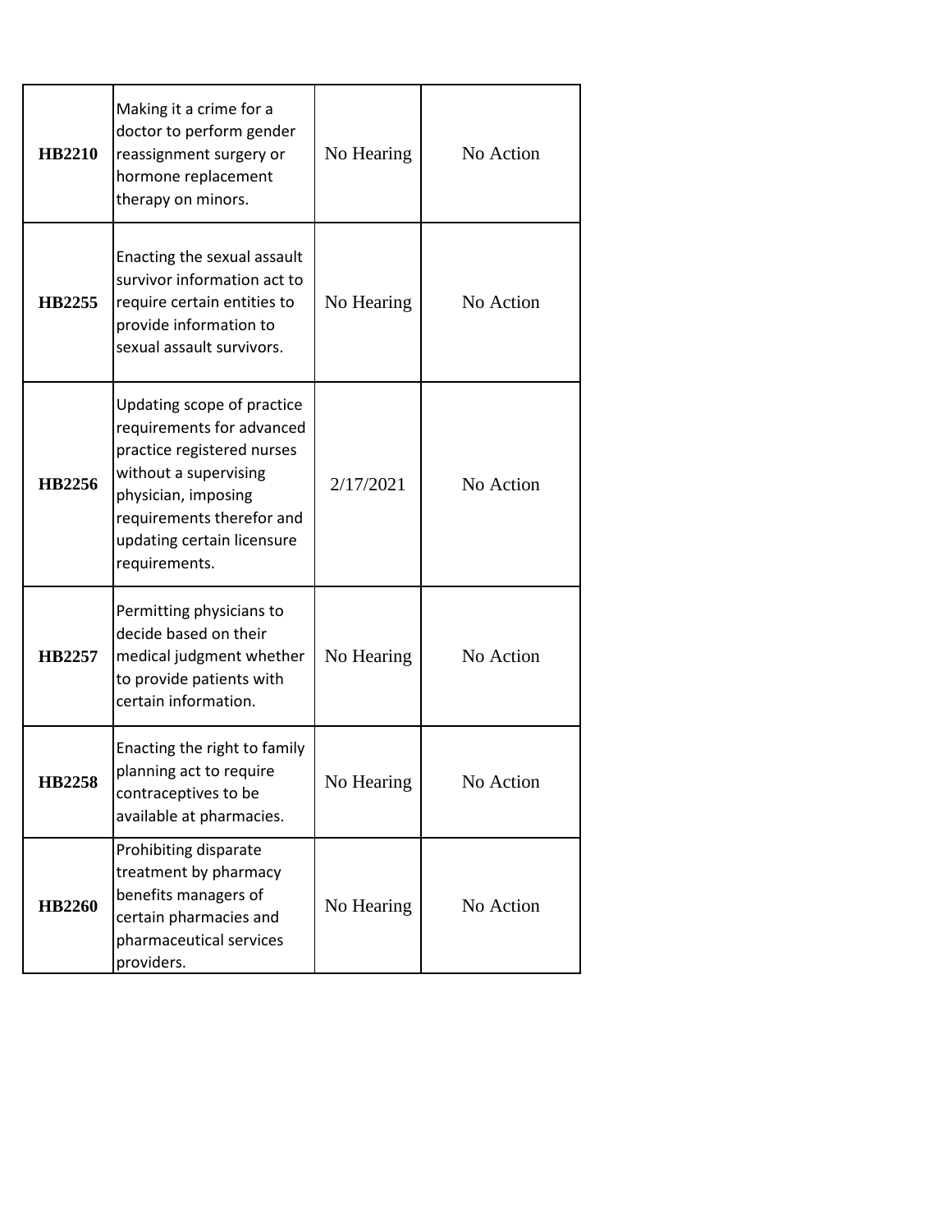| | | | |
|---|---|---|---|
| **HB2210** | Making it a crime for a doctor to perform gender reassignment surgery or hormone replacement therapy on minors. | No Hearing | No Action |
| **HB2255** | Enacting the sexual assault survivor information act to require certain entities to provide information to sexual assault survivors. | No Hearing | No Action |
| **HB2256** | Updating scope of practice requirements for advanced practice registered nurses without a supervising physician, imposing requirements therefor and updating certain licensure requirements. | 2/17/2021 | No Action |
| **HB2257** | Permitting physicians to decide based on their medical judgment whether to provide patients with certain information. | No Hearing | No Action |
| **HB2258** | Enacting the right to family planning act to require contraceptives to be available at pharmacies. | No Hearing | No Action |
| **HB2260** | Prohibiting disparate treatment by pharmacy benefits managers of certain pharmacies and pharmaceutical services providers. | No Hearing | No Action |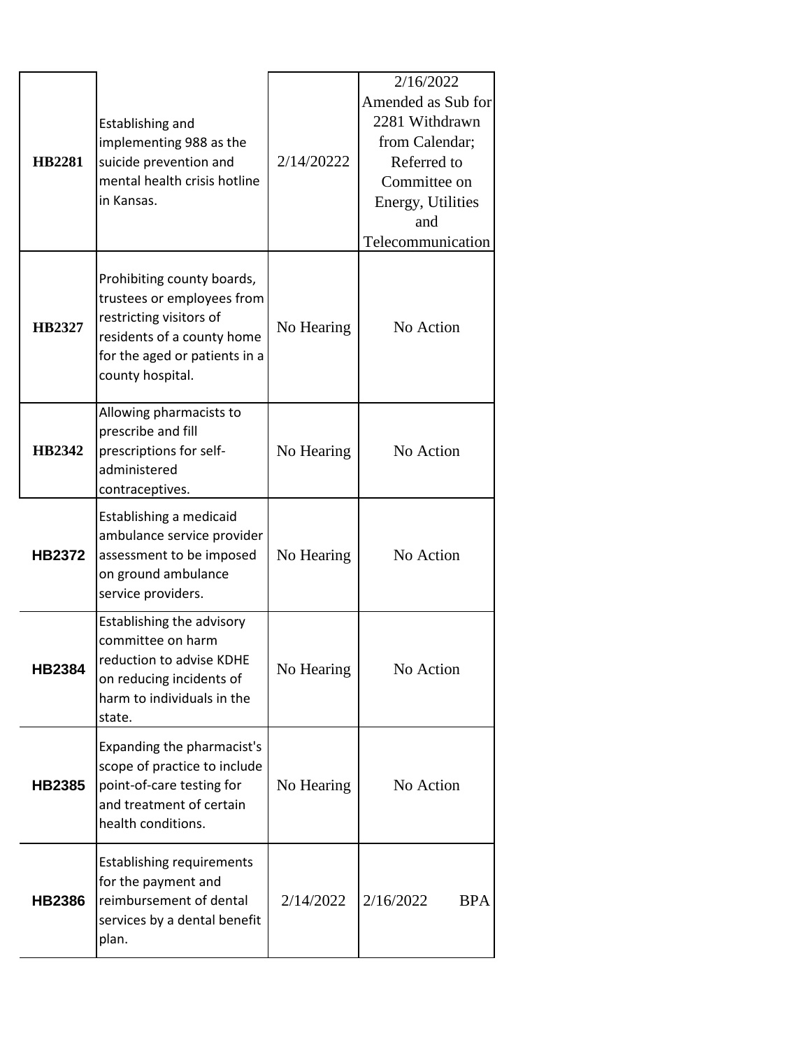| | | | |
|---|---|---|---|
| **HB2281** | Establishing and implementing 988 as the suicide prevention and mental health crisis hotline in Kansas. | 2/14/20222 | 2/16/2022 Amended as Sub for 2281 Withdrawn from Calendar; Referred to Committee on Energy, Utilities and Telecommunication |
| **HB2327** | Prohibiting county boards, trustees or employees from restricting visitors of residents of a county home for the aged or patients in a county hospital. | No Hearing | No Action |
| **HB2342** | Allowing pharmacists to prescribe and fill prescriptions for self-administered contraceptives. | No Hearing | No Action |
| **HB2372** | Establishing a medicaid ambulance service provider assessment to be imposed on ground ambulance service providers. | No Hearing | No Action |
| **HB2384** | Establishing the advisory committee on harm reduction to advise KDHE on reducing incidents of harm to individuals in the state. | No Hearing | No Action |
| **HB2385** | Expanding the pharmacist's scope of practice to include point-of-care testing for and treatment of certain health conditions. | No Hearing | No Action |
| **HB2386** | Establishing requirements for the payment and reimbursement of dental services by a dental benefit plan. | 2/14/2022 | 2/16/2022 BPA |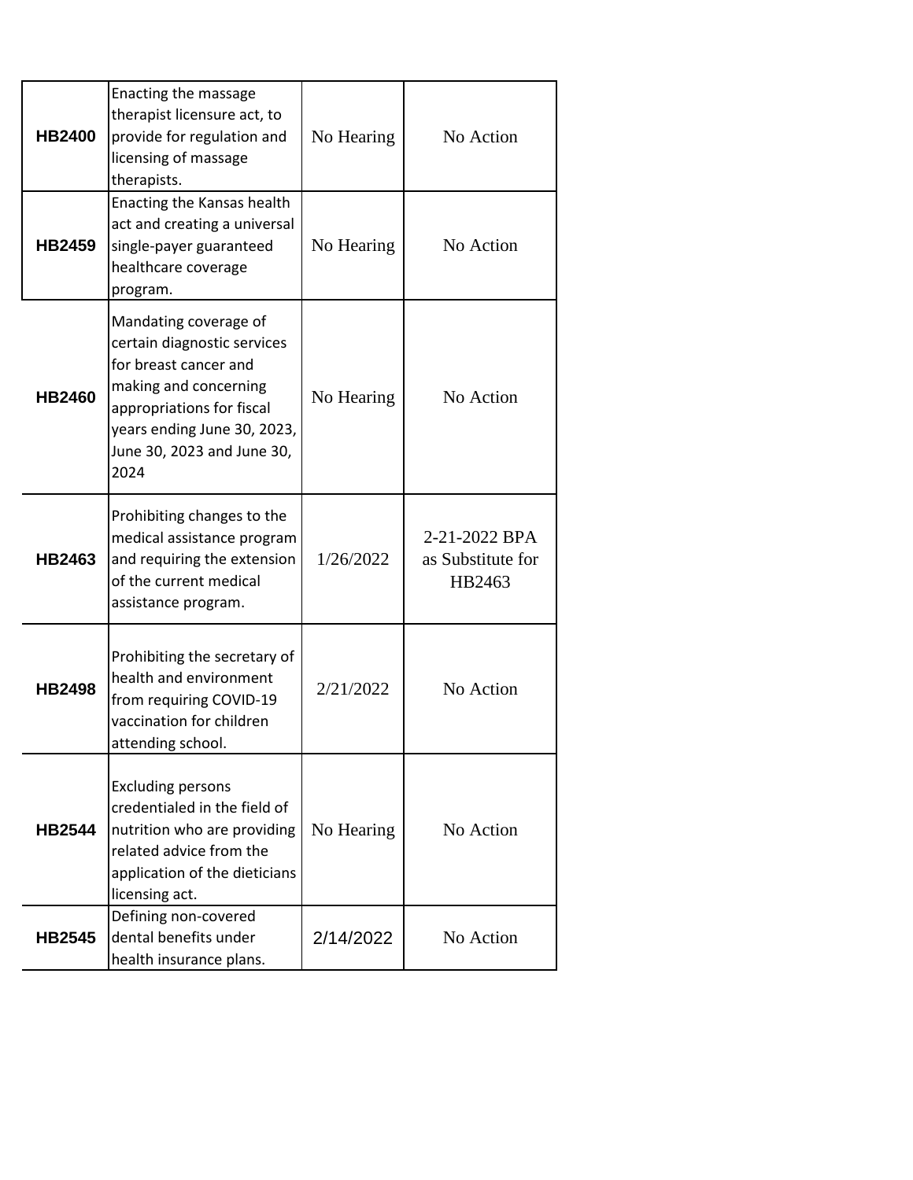| | | | |
|---|---|---|---|
| **HB2400** | Enacting the massage therapist licensure act, to provide for regulation and licensing of massage therapists. | No Hearing | No Action |
| **HB2459** | Enacting the Kansas health act and creating a universal single-payer guaranteed healthcare coverage program. | No Hearing | No Action |
| **HB2460** | Mandating coverage of certain diagnostic services for breast cancer and making and concerning appropriations for fiscal years ending June 30, 2023, June 30, 2023 and June 30, 2024 | No Hearing | No Action |
| **HB2463** | Prohibiting changes to the medical assistance program and requiring the extension of the current medical assistance program. | 1/26/2022 | 2-21-2022 BPA as Substitute for HB2463 |
| **HB2498** | Prohibiting the secretary of health and environment from requiring COVID-19 vaccination for children attending school. | 2/21/2022 | No Action |
| **HB2544** | Excluding persons credentialed in the field of nutrition who are providing related advice from the application of the dieticians licensing act. | No Hearing | No Action |
| **HB2545** | Defining non-covered dental benefits under health insurance plans. | 2/14/2022 | No Action |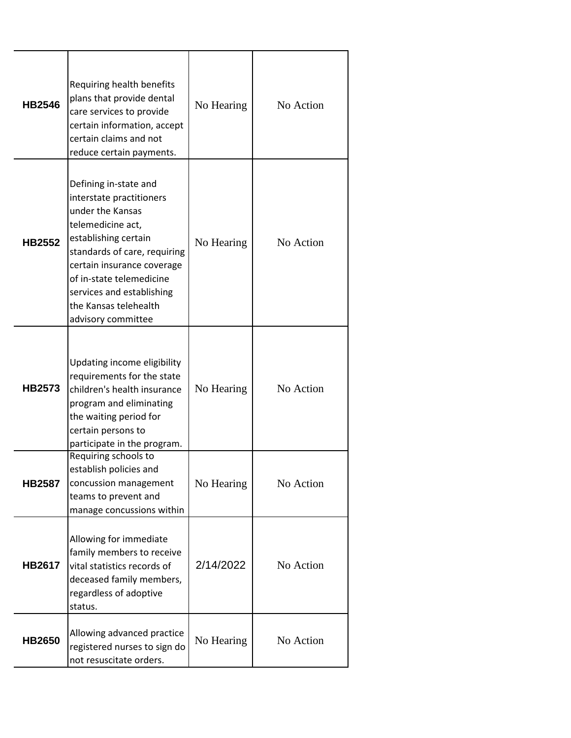| | | | |
|---|---|---|---|
| **HB2546** | Requiring health benefits plans that provide dental care services to provide certain information, accept certain claims and not reduce certain payments. | No Hearing | No Action |
| **HB2552** | Defining in-state and interstate practitioners under the Kansas telemedicine act, establishing certain standards of care, requiring certain insurance coverage of in-state telemedicine services and establishing the Kansas telehealth advisory committee | No Hearing | No Action |
| **HB2573** | Updating income eligibility requirements for the state children's health insurance program and eliminating the waiting period for certain persons to participate in the program. | No Hearing | No Action |
| **HB2587** | Requiring schools to establish policies and concussion management teams to prevent and manage concussions within | No Hearing | No Action |
| **HB2617** | Allowing for immediate family members to receive vital statistics records of deceased family members, regardless of adoptive status. | 2/14/2022 | No Action |
| **HB2650** | Allowing advanced practice registered nurses to sign do not resuscitate orders. | No Hearing | No Action |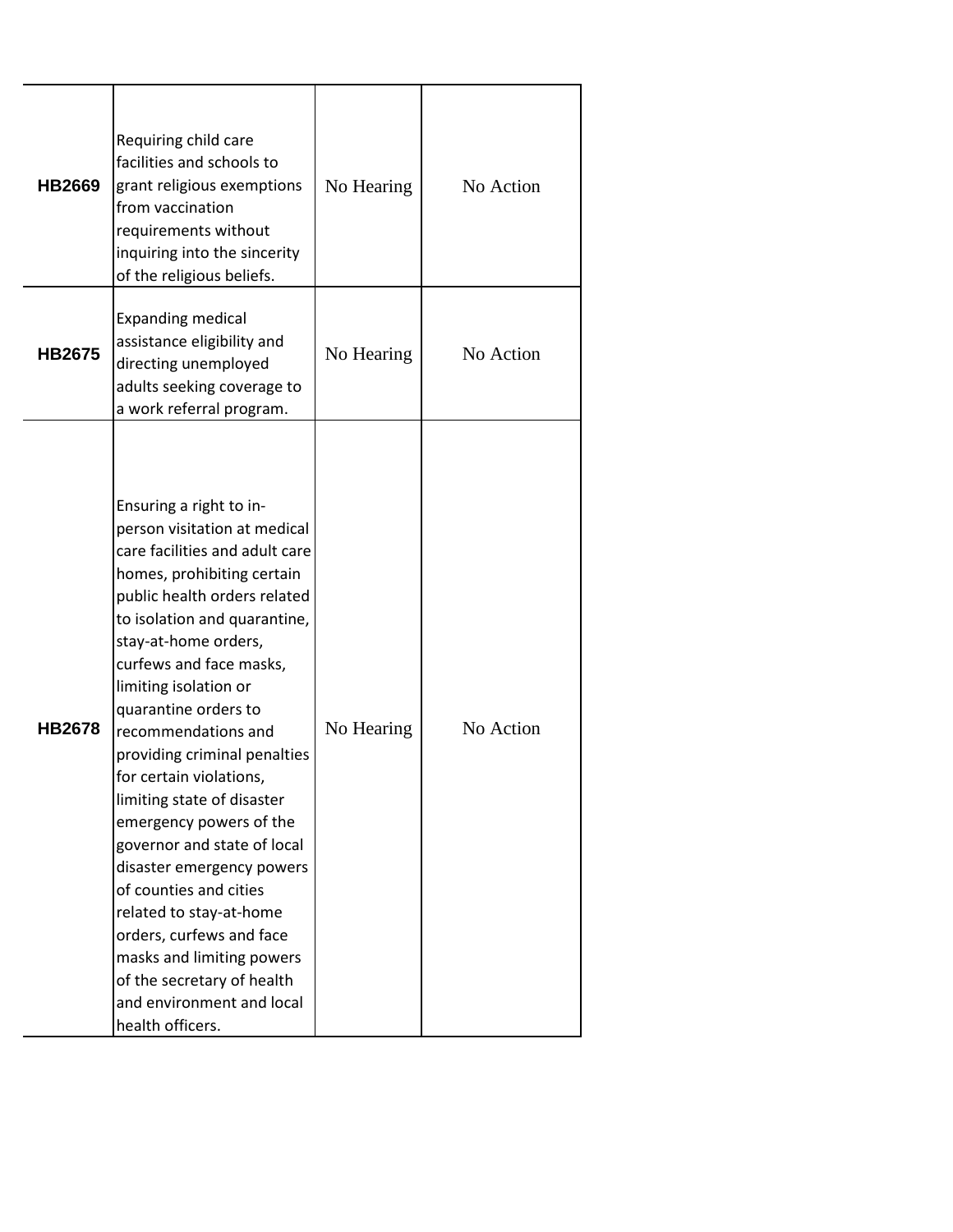| | | | |
|---|---|---|---|
| **HB2669** | Requiring child care facilities and schools to grant religious exemptions from vaccination requirements without inquiring into the sincerity of the religious beliefs. | No Hearing | No Action |
| **HB2675** | Expanding medical assistance eligibility and directing unemployed adults seeking coverage to a work referral program. | No Hearing | No Action |
| **HB2678** | Ensuring a right to in-person visitation at medical care facilities and adult care homes, prohibiting certain public health orders related to isolation and quarantine, stay-at-home orders, curfews and face masks, limiting isolation or quarantine orders to recommendations and providing criminal penalties for certain violations, limiting state of disaster emergency powers of the governor and state of local disaster emergency powers of counties and cities related to stay-at-home orders, curfews and face masks and limiting powers of the secretary of health and environment and local health officers. | No Hearing | No Action |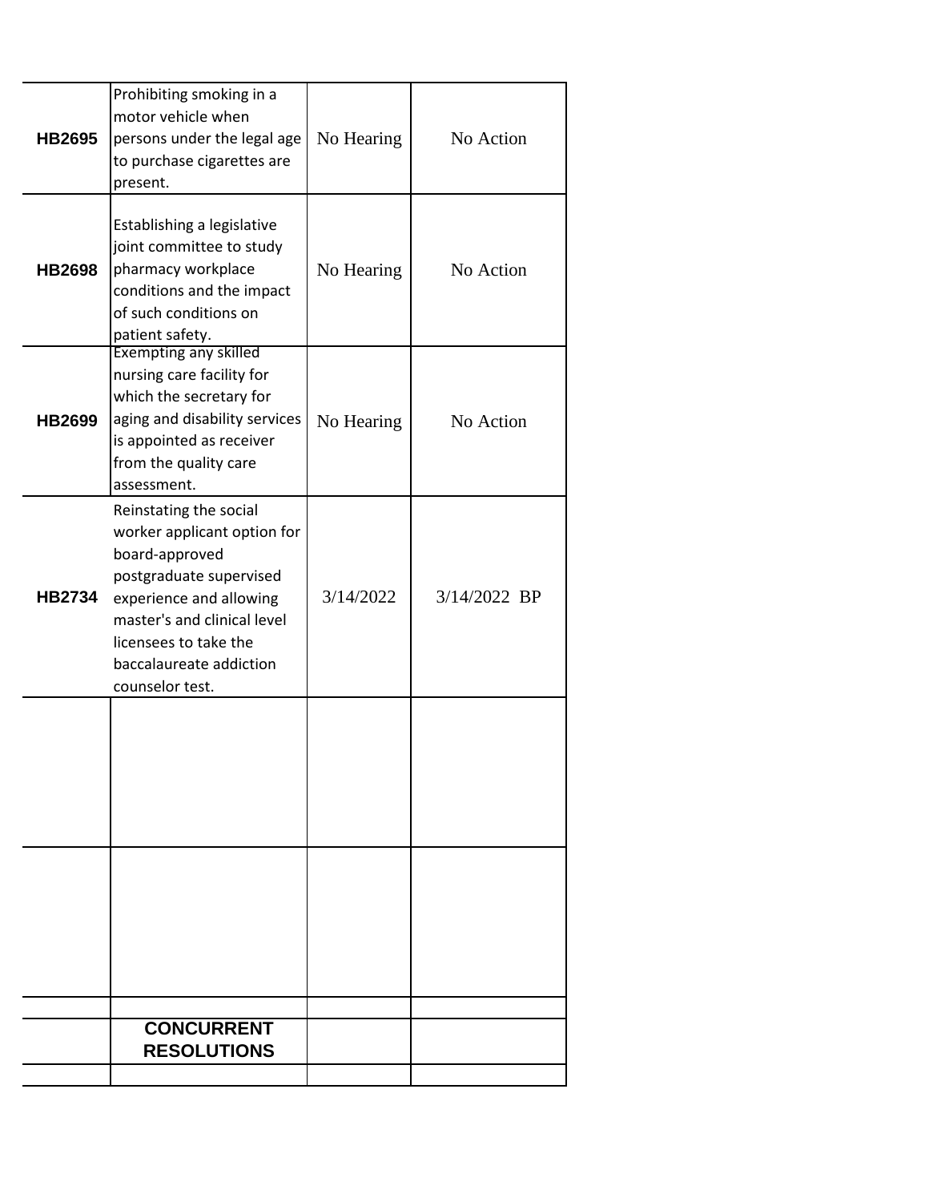| | | | |
|---|---|---|---|
| **HB2695** | Prohibiting smoking in a motor vehicle when persons under the legal age to purchase cigarettes are present. | No Hearing | No Action |
| **HB2698** | Establishing a legislative joint committee to study pharmacy workplace conditions and the impact of such conditions on patient safety. | No Hearing | No Action |
| **HB2699** | Exempting any skilled nursing care facility for which the secretary for aging and disability services is appointed as receiver from the quality care assessment. | No Hearing | No Action |
| **HB2734** | Reinstating the social worker applicant option for board-approved postgraduate supervised experience and allowing master's and clinical level licensees to take the baccalaureate addiction counselor test. | 3/14/2022 | 3/14/2022 BP |
| | | | |
| | | | |
| | | | |
| | **CONCURRENT RESOLUTIONS** | | |
| | | | |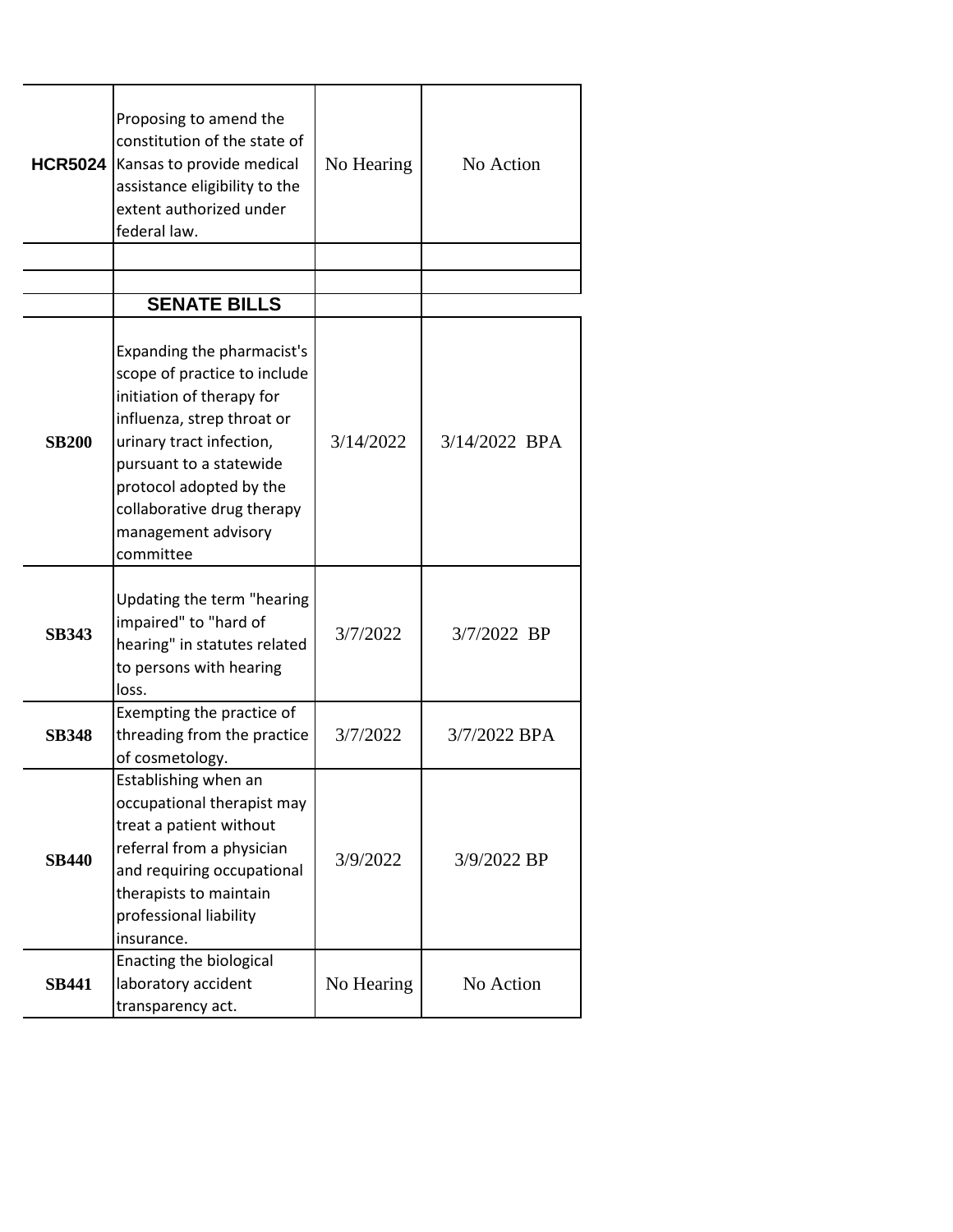| | | | |
|---|---|---|---|
| **HCR5024** | Proposing to amend the constitution of the state of Kansas to provide medical assistance eligibility to the extent authorized under federal law. | No Hearing | No Action |
| | | | |
| | | | |
| | **SENATE BILLS** | | |
| **SB200** | Expanding the pharmacist's scope of practice to include initiation of therapy for influenza, strep throat or urinary tract infection, pursuant to a statewide protocol adopted by the collaborative drug therapy management advisory committee | 3/14/2022 | 3/14/2022 BPA |
| **SB343** | Updating the term "hearing impaired" to "hard of hearing" in statutes related to persons with hearing loss. | 3/7/2022 | 3/7/2022 BP |
| **SB348** | Exempting the practice of threading from the practice of cosmetology. | 3/7/2022 | 3/7/2022 BPA |
| **SB440** | Establishing when an occupational therapist may treat a patient without referral from a physician and requiring occupational therapists to maintain professional liability insurance. | 3/9/2022 | 3/9/2022 BP |
| **SB441** | Enacting the biological laboratory accident transparency act. | No Hearing | No Action |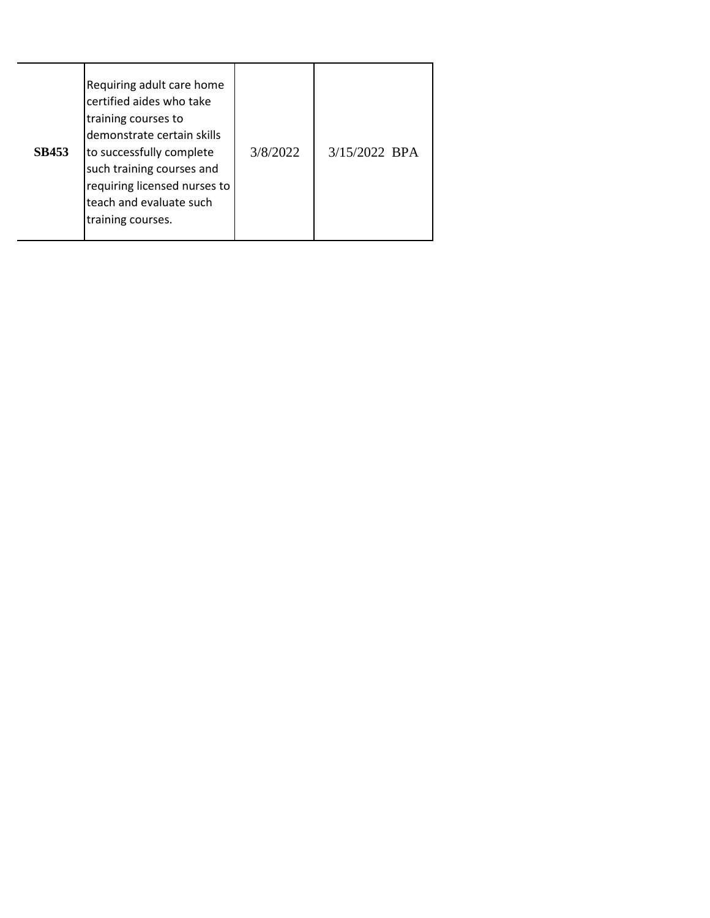| | | | |
|---|---|---|---|
| **SB453** | Requiring adult care home certified aides who take training courses to demonstrate certain skills to successfully complete such training courses and requiring licensed nurses to teach and evaluate such training courses. | 3/8/2022 | 3/15/2022 BPA |